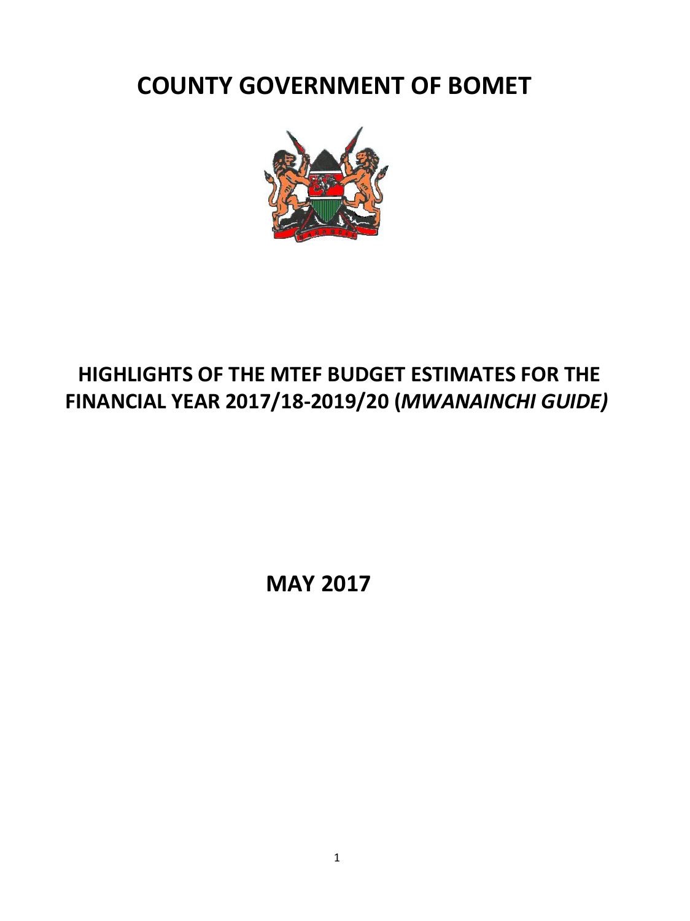# COUNTY GOVERNMENT OF BOMET

## HIGHLIGHTS OF THE MTEF BUDGET ESTIMATES FOR THE FINANCIAL YEAR 2017/18-2019/20 (*MWANAINCHI GUIDE)*

**MAY 2017**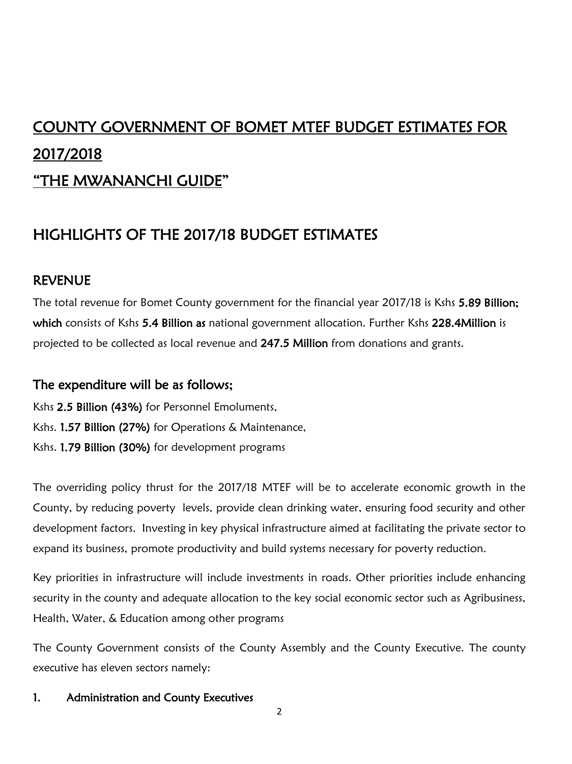# COUNTY GOVERNMENT OF BOMET MTEF BUDGET ESTIMATES FOR 2017/2018

# "THE MWANANCHI GUIDE"

## HIGHLIGHTS OF THE 2017/18 BUDGET ESTIMATES

### REVENUE

The total revenue for Bomet County government for the financial year 2017/18 is Kshs **5.89 Billion; which** consists of Kshs **5.4 Billion as** national government allocation. Further Kshs **228.4Million** is projected to be collected as local revenue and **247.5 Million** from donations and grants.

### The expenditure will be as follows;

Kshs **2.5 Billion (43%)** for Personnel Emoluments,
Kshs. **1.57 Billion (27%)** for Operations & Maintenance,
Kshs. **1.79 Billion (30%)** for development programs

The overriding policy thrust for the 2017/18 MTEF will be to accelerate economic growth in the County, by reducing poverty levels, provide clean drinking water, ensuring food security and other development factors. Investing in key physical infrastructure aimed at facilitating the private sector to expand its business, promote productivity and build systems necessary for poverty reduction.

Key priorities in infrastructure will include investments in roads. Other priorities include enhancing security in the county and adequate allocation to the key social economic sector such as Agribusiness, Health, Water, & Education among other programs

The County Government consists of the County Assembly and the County Executive. The county executive has eleven sectors namely:

1. **Administration and County Executives**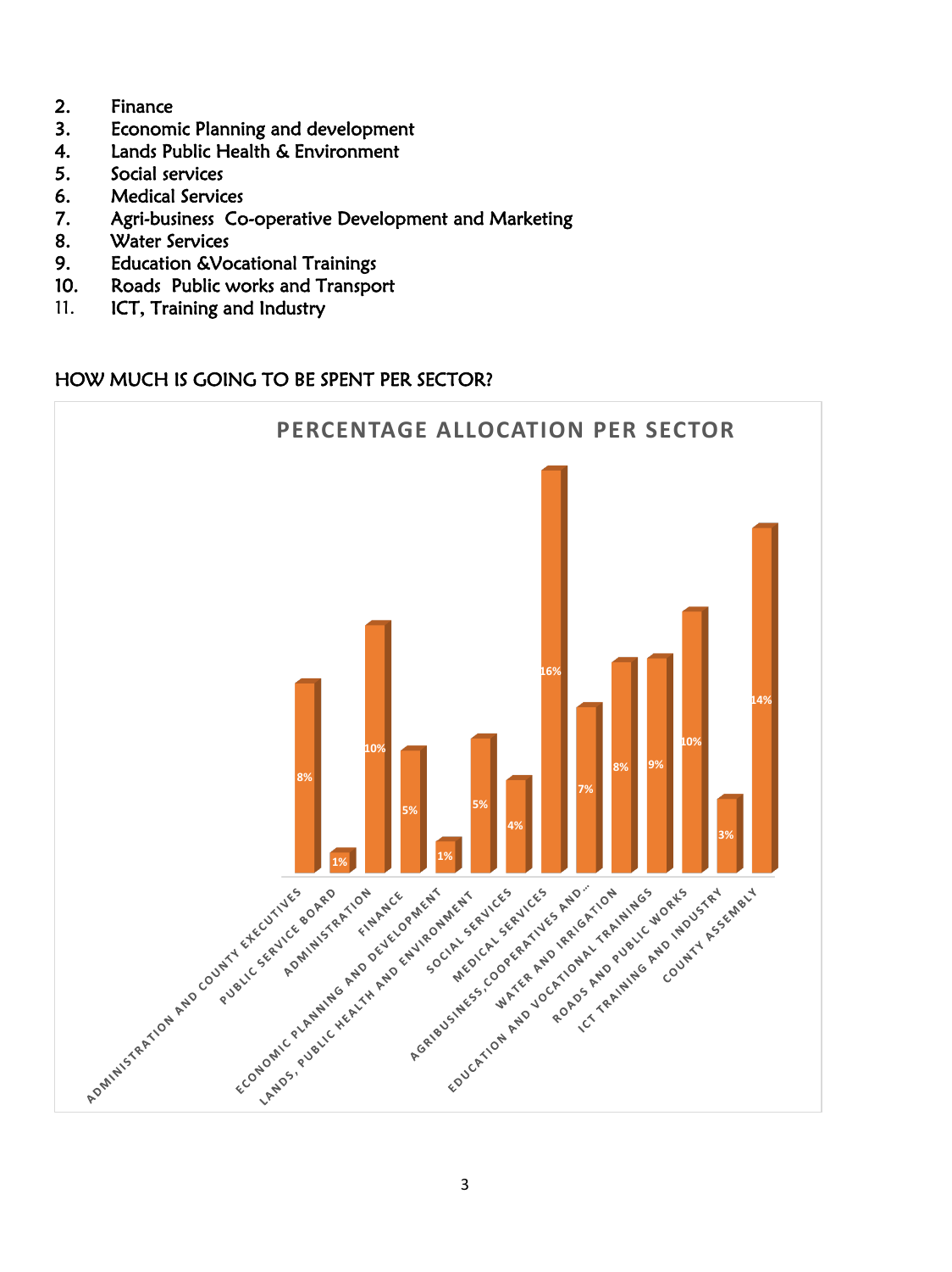2. Finance
3. Economic Planning and development
4. Lands Public Health & Environment
5. Social services
6. Medical Services
7. Agri-business Co-operative Development and Marketing
8. Water Services
9. Education &Vocational Trainings
10. Roads Public works and Transport
11. ICT, Training and Industry

HOW MUCH IS GOING TO BE SPENT PER SECTOR?

**PERCENTAGE ALLOCATION PER SECTOR**

| Sector | Percentage |
|---|---|
| ADMINISTRATION AND COUNTY EXECUTIVES | 8% |
| PUBLIC SERVICE BOARD | 1% |
| ADMINISTRATION | 10% |
| FINANCE | 5% |
| ECONOMIC PLANNING AND DEVELOPMENT | 1% |
| LANDS, PUBLIC HEALTH AND ENVIRONMENT | 5% |
| SOCIAL SERVICES | 4% |
| MEDICAL SERVICES | 16% |
| AGRIBUSINESS,COOPERATIVES AND… | 7% |
| WATER AND IRRIGATION | 8% |
| EDUCATION AND VOCATIONAL TRAININGS | 9% |
| ROADS AND PUBLIC WORKS | 10% |
| ICT TRAINING AND INDUSTRY | 3% |
| COUNTY ASSEMBLY | 14% |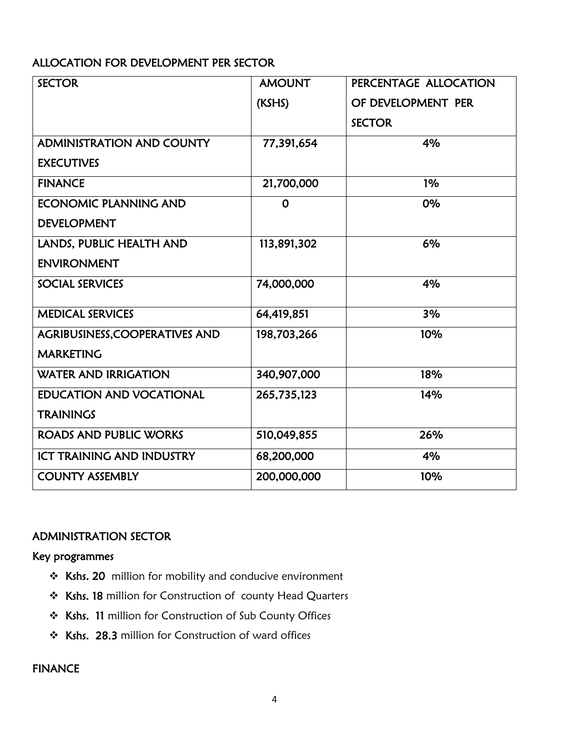## ALLOCATION FOR DEVELOPMENT PER SECTOR

| SECTOR | AMOUNT (KSHS) | PERCENTAGE ALLOCATION OF DEVELOPMENT PER SECTOR |
|---|---|---|
| ADMINISTRATION AND COUNTY EXECUTIVES | 77,391,654 | 4% |
| FINANCE | 21,700,000 | 1% |
| ECONOMIC PLANNING AND DEVELOPMENT | 0 | 0% |
| LANDS, PUBLIC HEALTH AND ENVIRONMENT | 113,891,302 | 6% |
| SOCIAL SERVICES | 74,000,000 | 4% |
| MEDICAL SERVICES | 64,419,851 | 3% |
| AGRIBUSINESS,COOPERATIVES AND MARKETING | 198,703,266 | 10% |
| WATER AND IRRIGATION | 340,907,000 | 18% |
| EDUCATION AND VOCATIONAL TRAININGS | 265,735,123 | 14% |
| ROADS AND PUBLIC WORKS | 510,049,855 | 26% |
| ICT TRAINING AND INDUSTRY | 68,200,000 | 4% |
| COUNTY ASSEMBLY | 200,000,000 | 10% |

## ADMINISTRATION SECTOR

### Key programmes

- **Kshs. 20** million for mobility and conducive environment
- **Kshs. 18** million for Construction of county Head Quarters
- **Kshs. 11** million for Construction of Sub County Offices
- **Kshs. 28.3** million for Construction of ward offices

## FINANCE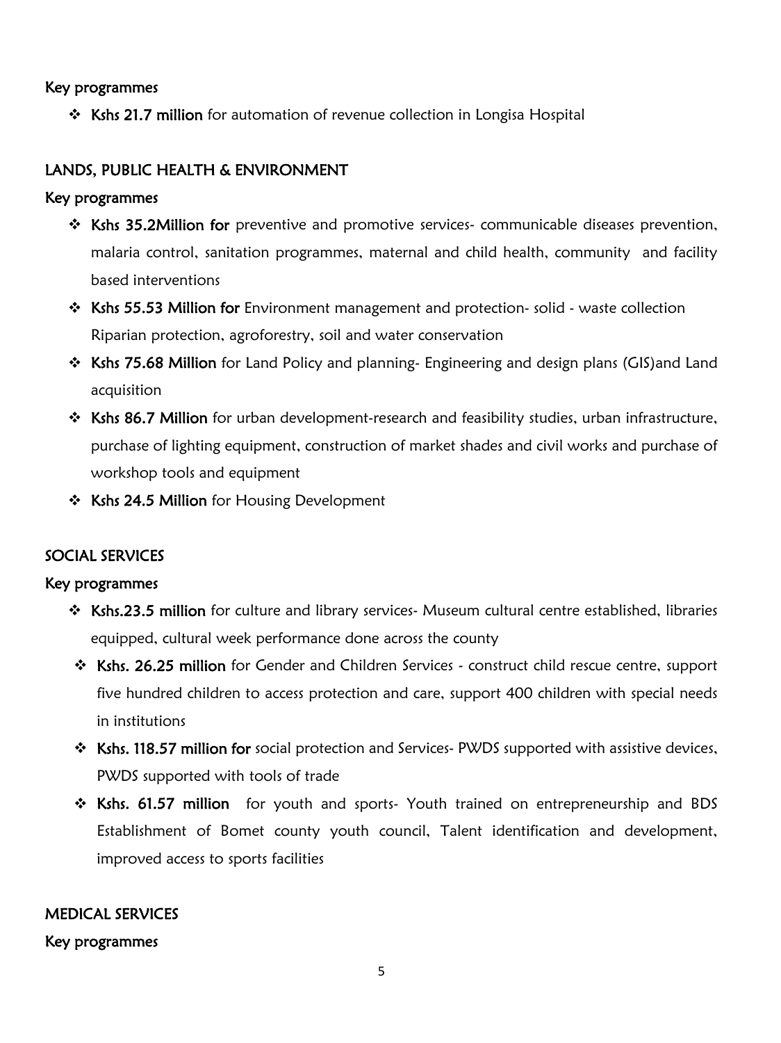### Key programmes

- **Kshs 21.7 million** for automation of revenue collection in Longisa Hospital

## LANDS, PUBLIC HEALTH & ENVIRONMENT

### Key programmes

- **Kshs 35.2Million for** preventive and promotive services- communicable diseases prevention, malaria control, sanitation programmes, maternal and child health, community and facility based interventions
- **Kshs 55.53 Million for** Environment management and protection- solid - waste collection Riparian protection, agroforestry, soil and water conservation
- **Kshs 75.68 Million** for Land Policy and planning- Engineering and design plans (GIS)and Land acquisition
- **Kshs 86.7 Million** for urban development-research and feasibility studies, urban infrastructure, purchase of lighting equipment, construction of market shades and civil works and purchase of workshop tools and equipment
- **Kshs 24.5 Million** for Housing Development

## SOCIAL SERVICES

### Key programmes

- **Kshs.23.5 million** for culture and library services- Museum cultural centre established, libraries equipped, cultural week performance done across the county
- **Kshs. 26.25 million** for Gender and Children Services - construct child rescue centre, support five hundred children to access protection and care, support 400 children with special needs in institutions
- **Kshs. 118.57 million for** social protection and Services- PWDS supported with assistive devices, PWDS supported with tools of trade
- **Kshs. 61.57 million** for youth and sports- Youth trained on entrepreneurship and BDS Establishment of Bomet county youth council, Talent identification and development, improved access to sports facilities

## MEDICAL SERVICES

### Key programmes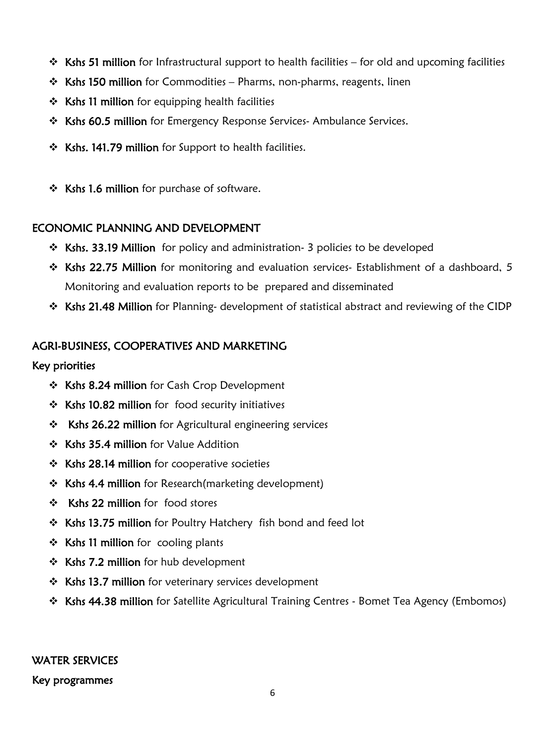- **Kshs 51 million** for Infrastructural support to health facilities – for old and upcoming facilities
- **Kshs 150 million** for Commodities – Pharms, non-pharms, reagents, linen
- **Kshs 11 million** for equipping health facilities
- **Kshs 60.5 million** for Emergency Response Services- Ambulance Services.
- **Kshs. 141.79 million** for Support to health facilities.
- **Kshs 1.6 million** for purchase of software.

## ECONOMIC PLANNING AND DEVELOPMENT

- **Kshs. 33.19 Million** for policy and administration- 3 policies to be developed
- **Kshs 22.75 Million** for monitoring and evaluation services- Establishment of a dashboard, 5 Monitoring and evaluation reports to be prepared and disseminated
- **Kshs 21.48 Million** for Planning- development of statistical abstract and reviewing of the CIDP

## AGRI-BUSINESS, COOPERATIVES AND MARKETING

**Key priorities**

- **Kshs 8.24 million** for Cash Crop Development
- **Kshs 10.82 million** for food security initiatives
- **Kshs 26.22 million** for Agricultural engineering services
- **Kshs 35.4 million** for Value Addition
- **Kshs 28.14 million** for cooperative societies
- **Kshs 4.4 million** for Research(marketing development)
- **Kshs 22 million** for food stores
- **Kshs 13.75 million** for Poultry Hatchery fish bond and feed lot
- **Kshs 11 million** for cooling plants
- **Kshs 7.2 million** for hub development
- **Kshs 13.7 million** for veterinary services development
- **Kshs 44.38 million** for Satellite Agricultural Training Centres - Bomet Tea Agency (Embomos)

## WATER SERVICES

**Key programmes**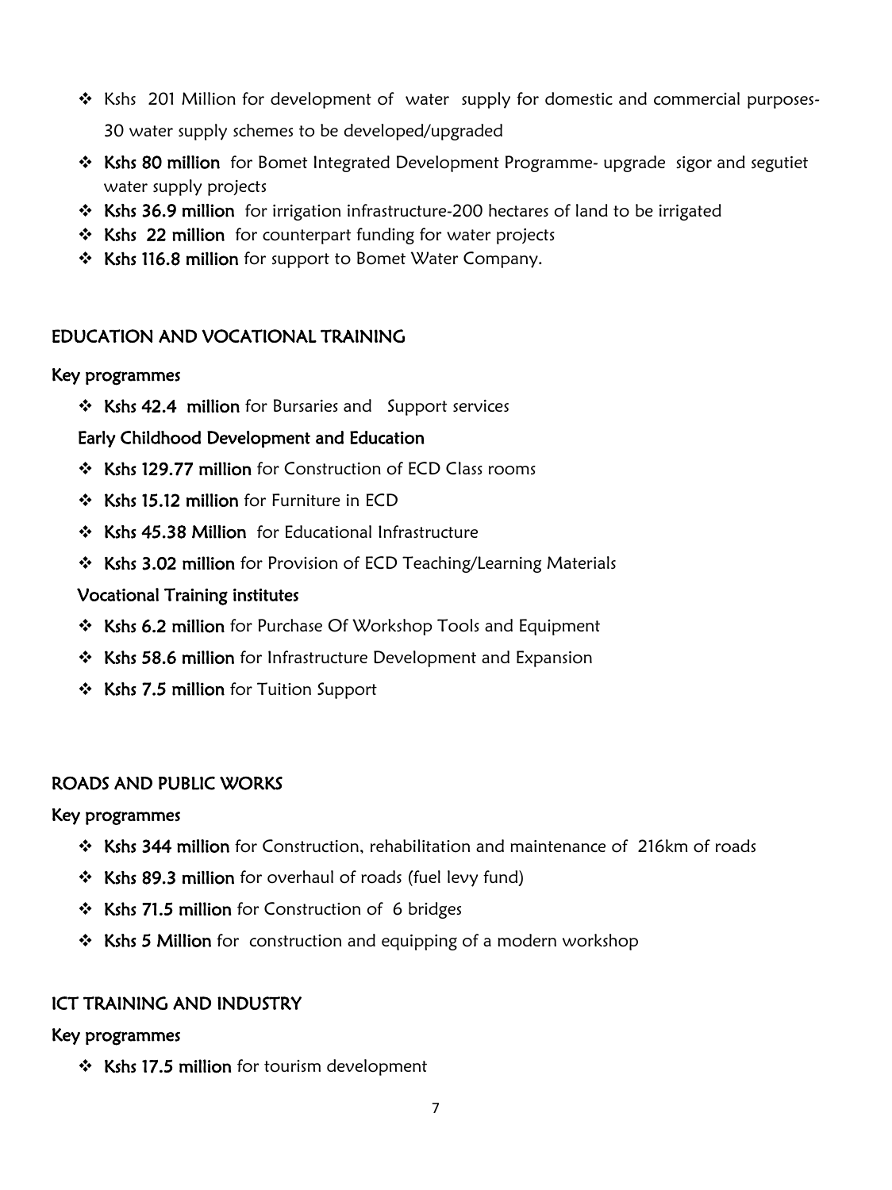- Kshs 201 Million for development of water supply for domestic and commercial purposes- 30 water supply schemes to be developed/upgraded
- **Kshs 80 million** for Bomet Integrated Development Programme- upgrade sigor and segutiet water supply projects
- **Kshs 36.9 million** for irrigation infrastructure-200 hectares of land to be irrigated
- **Kshs 22 million** for counterpart funding for water projects
- **Kshs 116.8 million** for support to Bomet Water Company.

## EDUCATION AND VOCATIONAL TRAINING

### Key programmes

- **Kshs 42.4 million** for Bursaries and Support services

**Early Childhood Development and Education**

- **Kshs 129.77 million** for Construction of ECD Class rooms
- **Kshs 15.12 million** for Furniture in ECD
- **Kshs 45.38 Million** for Educational Infrastructure
- **Kshs 3.02 million** for Provision of ECD Teaching/Learning Materials

**Vocational Training institutes**

- **Kshs 6.2 million** for Purchase Of Workshop Tools and Equipment
- **Kshs 58.6 million** for Infrastructure Development and Expansion
- **Kshs 7.5 million** for Tuition Support

## ROADS AND PUBLIC WORKS

### Key programmes

- **Kshs 344 million** for Construction, rehabilitation and maintenance of 216km of roads
- **Kshs 89.3 million** for overhaul of roads (fuel levy fund)
- **Kshs 71.5 million** for Construction of 6 bridges
- **Kshs 5 Million** for construction and equipping of a modern workshop

## ICT TRAINING AND INDUSTRY

### Key programmes

- **Kshs 17.5 million** for tourism development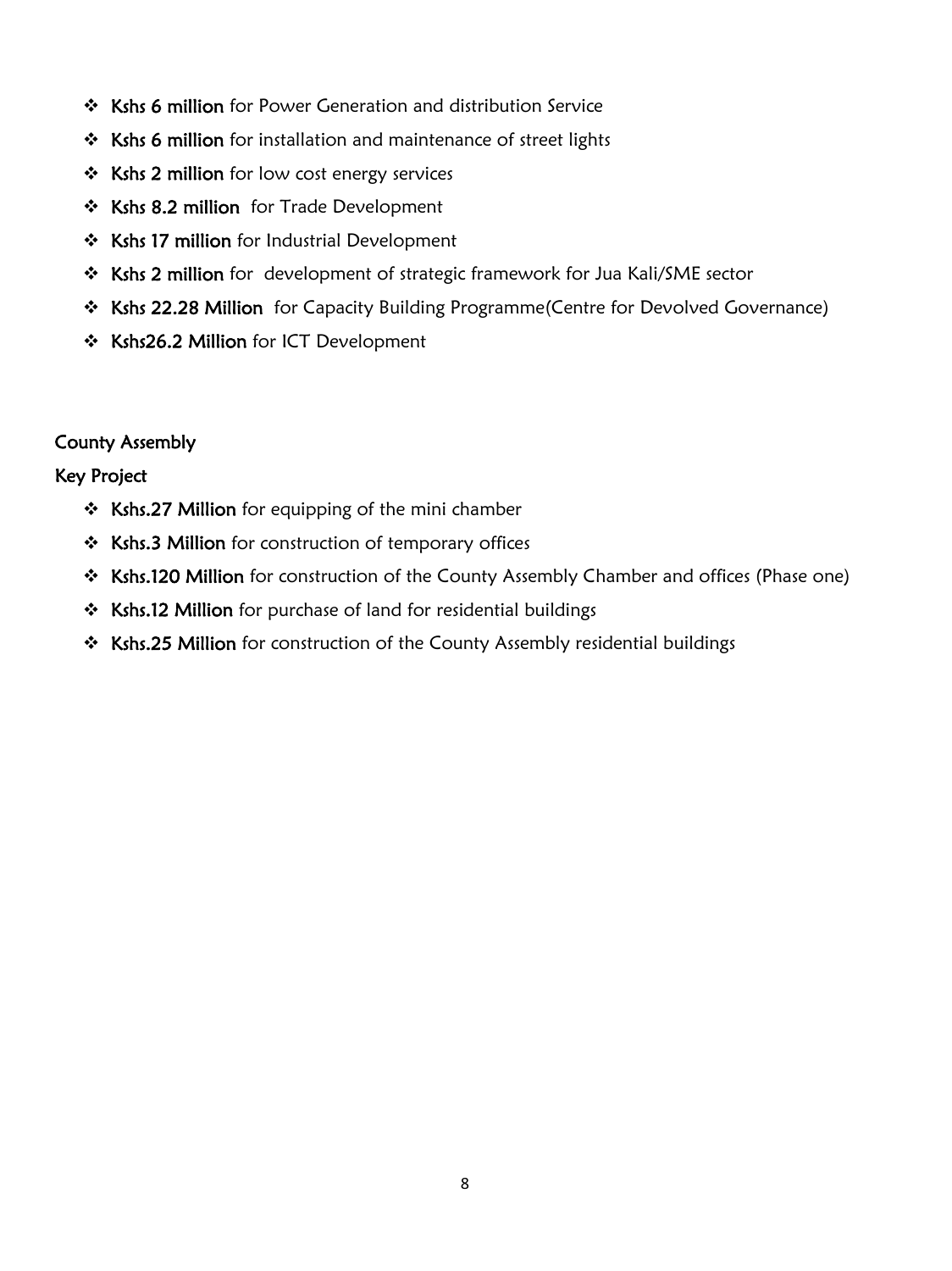- **Kshs 6 million** for Power Generation and distribution Service
- **Kshs 6 million** for installation and maintenance of street lights
- **Kshs 2 million** for low cost energy services
- **Kshs 8.2 million** for Trade Development
- **Kshs 17 million** for Industrial Development
- **Kshs 2 million** for development of strategic framework for Jua Kali/SME sector
- **Kshs 22.28 Million** for Capacity Building Programme(Centre for Devolved Governance)
- **Kshs26.2 Million** for ICT Development

County Assembly

Key Project

- **Kshs.27 Million** for equipping of the mini chamber
- **Kshs.3 Million** for construction of temporary offices
- **Kshs.120 Million** for construction of the County Assembly Chamber and offices (Phase one)
- **Kshs.12 Million** for purchase of land for residential buildings
- **Kshs.25 Million** for construction of the County Assembly residential buildings